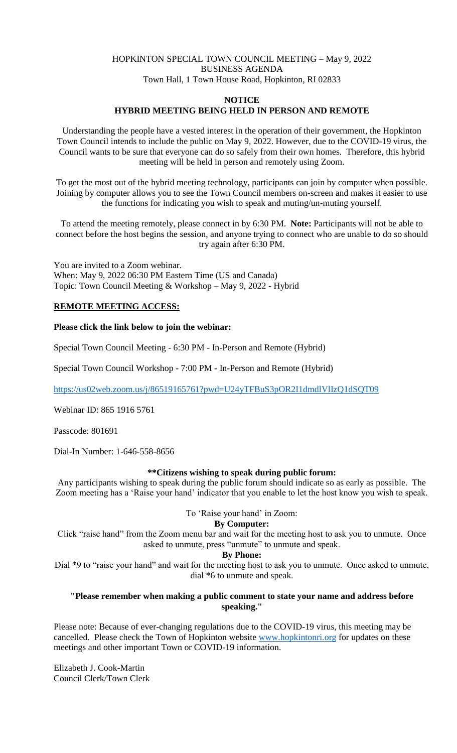HOPKINTON SPECIAL TOWN COUNCIL MEETING – May 9, 2022
BUSINESS AGENDA
Town Hall, 1 Town House Road, Hopkinton, RI 02833

**NOTICE**
**HYBRID MEETING BEING HELD IN PERSON AND REMOTE**

Understanding the people have a vested interest in the operation of their government, the Hopkinton Town Council intends to include the public on May 9, 2022. However, due to the COVID-19 virus, the Council wants to be sure that everyone can do so safely from their own homes. Therefore, this hybrid meeting will be held in person and remotely using Zoom.

To get the most out of the hybrid meeting technology, participants can join by computer when possible. Joining by computer allows you to see the Town Council members on-screen and makes it easier to use the functions for indicating you wish to speak and muting/un-muting yourself.

To attend the meeting remotely, please connect in by 6:30 PM. **Note:** Participants will not be able to connect before the host begins the session, and anyone trying to connect who are unable to do so should try again after 6:30 PM.

You are invited to a Zoom webinar.
When: May 9, 2022 06:30 PM Eastern Time (US and Canada)
Topic: Town Council Meeting & Workshop – May 9, 2022 - Hybrid

**REMOTE MEETING ACCESS:**

**Please click the link below to join the webinar:**

Special Town Council Meeting - 6:30 PM - In-Person and Remote (Hybrid)

Special Town Council Workshop - 7:00 PM - In-Person and Remote (Hybrid)

https://us02web.zoom.us/j/86519165761?pwd=U24yTFBuS3pOR2I1dmdlVlIzQ1dSQT09

Webinar ID: 865 1916 5761

Passcode: 801691

Dial-In Number: 1-646-558-8656

**\*\*Citizens wishing to speak during public forum:**

Any participants wishing to speak during the public forum should indicate so as early as possible. The Zoom meeting has a 'Raise your hand' indicator that you enable to let the host know you wish to speak.

To 'Raise your hand' in Zoom:

**By Computer:**

Click "raise hand" from the Zoom menu bar and wait for the meeting host to ask you to unmute. Once asked to unmute, press "unmute" to unmute and speak.

**By Phone:**

Dial *9 to "raise your hand" and wait for the meeting host to ask you to unmute. Once asked to unmute, dial *6 to unmute and speak.

**"Please remember when making a public comment to state your name and address before speaking."**

Please note: Because of ever-changing regulations due to the COVID-19 virus, this meeting may be cancelled. Please check the Town of Hopkinton website www.hopkintonri.org for updates on these meetings and other important Town or COVID-19 information.

Elizabeth J. Cook-Martin
Council Clerk/Town Clerk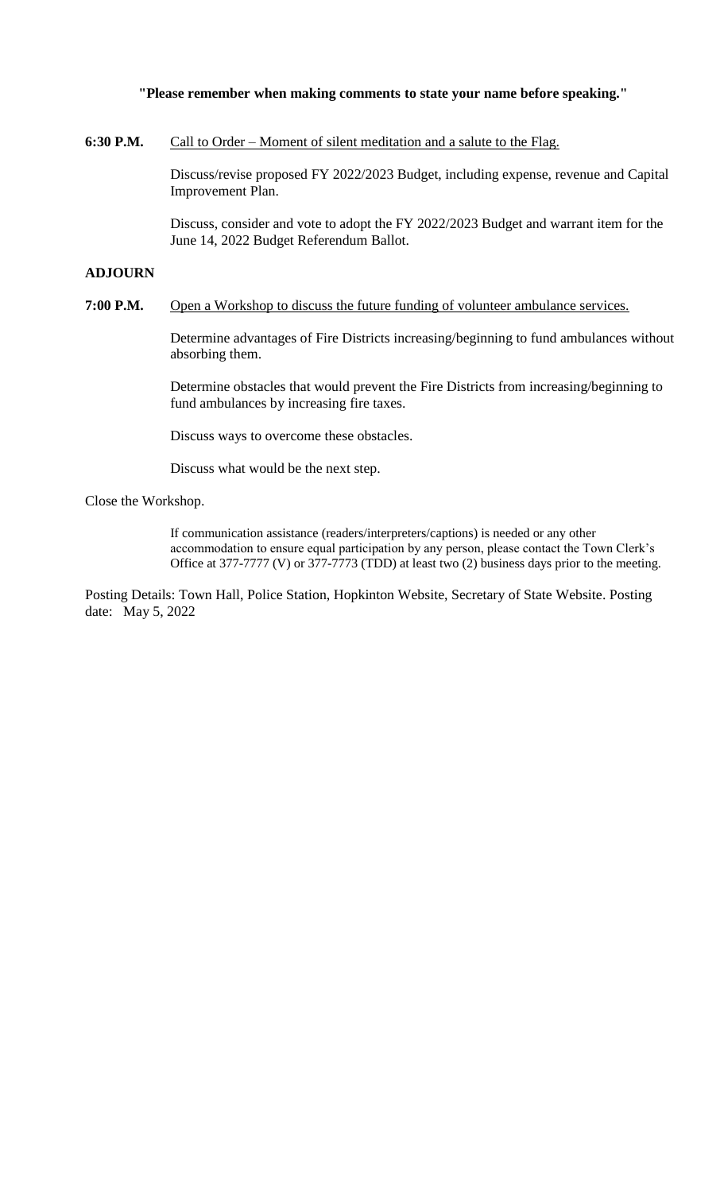**"Please remember when making comments to state your name before speaking."**

**6:30 P.M.** Call to Order – Moment of silent meditation and a salute to the Flag.

Discuss/revise proposed FY 2022/2023 Budget, including expense, revenue and Capital Improvement Plan.

Discuss, consider and vote to adopt the FY 2022/2023 Budget and warrant item for the June 14, 2022 Budget Referendum Ballot.

**ADJOURN**

**7:00 P.M.** Open a Workshop to discuss the future funding of volunteer ambulance services.

Determine advantages of Fire Districts increasing/beginning to fund ambulances without absorbing them.

Determine obstacles that would prevent the Fire Districts from increasing/beginning to fund ambulances by increasing fire taxes.

Discuss ways to overcome these obstacles.

Discuss what would be the next step.

Close the Workshop.

If communication assistance (readers/interpreters/captions) is needed or any other accommodation to ensure equal participation by any person, please contact the Town Clerk's Office at 377-7777 (V) or 377-7773 (TDD) at least two (2) business days prior to the meeting.

Posting Details: Town Hall, Police Station, Hopkinton Website, Secretary of State Website. Posting date: May 5, 2022